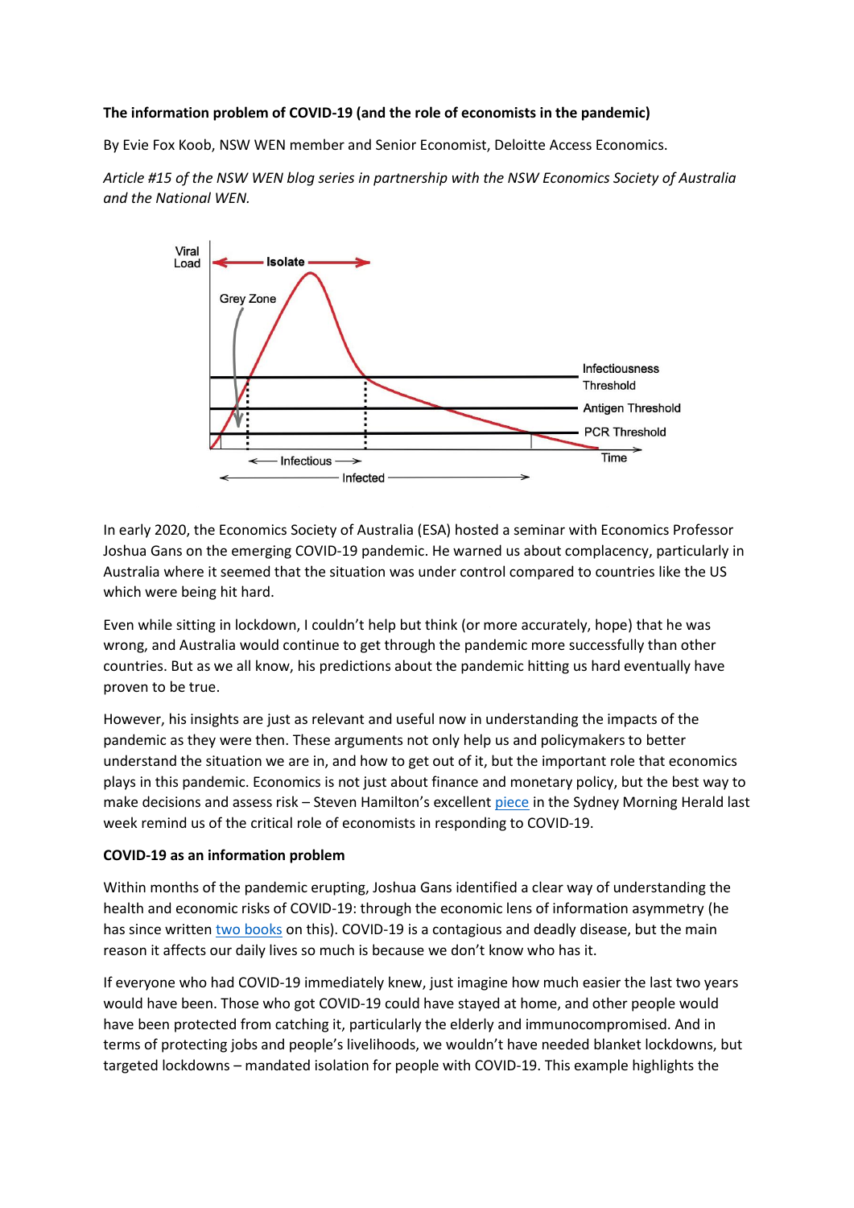**The information problem of COVID-19 (and the role of economists in the pandemic)**

By Evie Fox Koob, NSW WEN member and Senior Economist, Deloitte Access Economics.

*Article #15 of the NSW WEN blog series in partnership with the NSW Economics Society of Australia and the National WEN.*

In early 2020, the Economics Society of Australia (ESA) hosted a seminar with Economics Professor Joshua Gans on the emerging COVID-19 pandemic. He warned us about complacency, particularly in Australia where it seemed that the situation was under control compared to countries like the US which were being hit hard.

Even while sitting in lockdown, I couldn't help but think (or more accurately, hope) that he was wrong, and Australia would continue to get through the pandemic more successfully than other countries. But as we all know, his predictions about the pandemic hitting us hard eventually have proven to be true.

However, his insights are just as relevant and useful now in understanding the impacts of the pandemic as they were then. These arguments not only help us and policymakers to better understand the situation we are in, and how to get out of it, but the important role that economics plays in this pandemic. Economics is not just about finance and monetary policy, but the best way to make decisions and assess risk – Steven Hamilton's excellent piece in the Sydney Morning Herald last week remind us of the critical role of economists in responding to COVID-19.

**COVID-19 as an information problem**

Within months of the pandemic erupting, Joshua Gans identified a clear way of understanding the health and economic risks of COVID-19: through the economic lens of information asymmetry (he has since written two books on this). COVID-19 is a contagious and deadly disease, but the main reason it affects our daily lives so much is because we don't know who has it.

If everyone who had COVID-19 immediately knew, just imagine how much easier the last two years would have been. Those who got COVID-19 could have stayed at home, and other people would have been protected from catching it, particularly the elderly and immunocompromised. And in terms of protecting jobs and people's livelihoods, we wouldn't have needed blanket lockdowns, but targeted lockdowns – mandated isolation for people with COVID-19. This example highlights the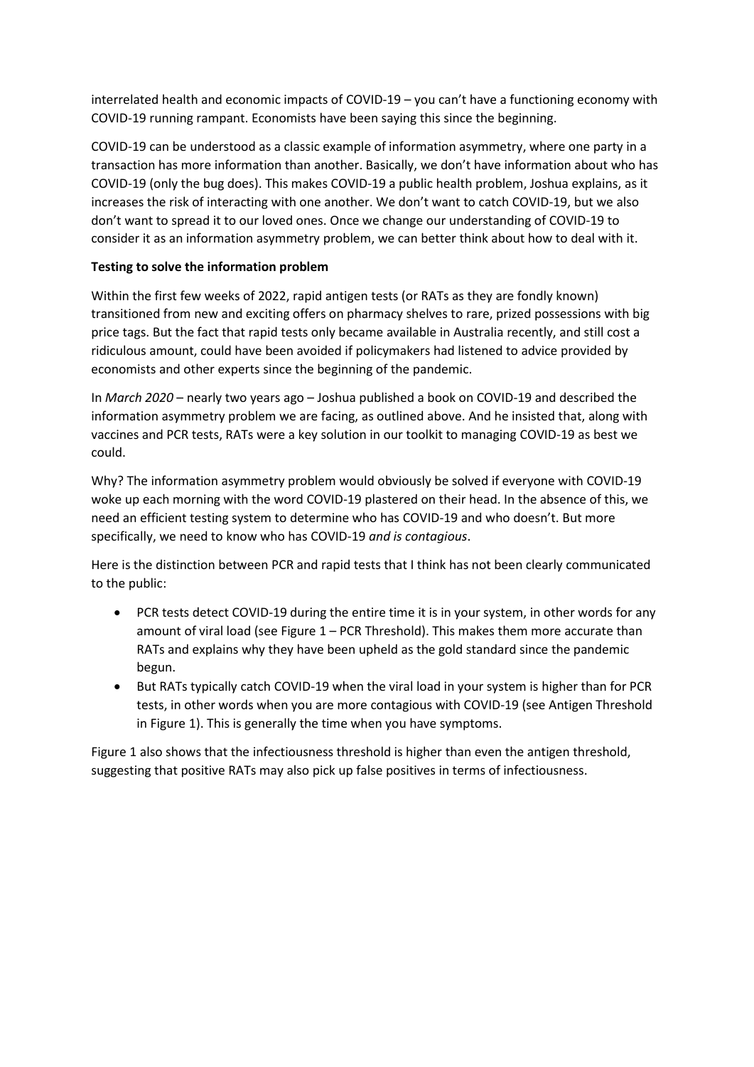interrelated health and economic impacts of COVID-19 – you can't have a functioning economy with COVID-19 running rampant. Economists have been saying this since the beginning.

COVID-19 can be understood as a classic example of information asymmetry, where one party in a transaction has more information than another. Basically, we don't have information about who has COVID-19 (only the bug does). This makes COVID-19 a public health problem, Joshua explains, as it increases the risk of interacting with one another. We don't want to catch COVID-19, but we also don't want to spread it to our loved ones. Once we change our understanding of COVID-19 to consider it as an information asymmetry problem, we can better think about how to deal with it.

**Testing to solve the information problem**

Within the first few weeks of 2022, rapid antigen tests (or RATs as they are fondly known) transitioned from new and exciting offers on pharmacy shelves to rare, prized possessions with big price tags. But the fact that rapid tests only became available in Australia recently, and still cost a ridiculous amount, could have been avoided if policymakers had listened to advice provided by economists and other experts since the beginning of the pandemic.

In *March 2020* – nearly two years ago – Joshua published a book on COVID-19 and described the information asymmetry problem we are facing, as outlined above. And he insisted that, along with vaccines and PCR tests, RATs were a key solution in our toolkit to managing COVID-19 as best we could.

Why? The information asymmetry problem would obviously be solved if everyone with COVID-19 woke up each morning with the word COVID-19 plastered on their head. In the absence of this, we need an efficient testing system to determine who has COVID-19 and who doesn't. But more specifically, we need to know who has COVID-19 *and is contagious*.

Here is the distinction between PCR and rapid tests that I think has not been clearly communicated to the public:

- PCR tests detect COVID-19 during the entire time it is in your system, in other words for any amount of viral load (see Figure 1 – PCR Threshold). This makes them more accurate than RATs and explains why they have been upheld as the gold standard since the pandemic begun.
- But RATs typically catch COVID-19 when the viral load in your system is higher than for PCR tests, in other words when you are more contagious with COVID-19 (see Antigen Threshold in Figure 1). This is generally the time when you have symptoms.

Figure 1 also shows that the infectiousness threshold is higher than even the antigen threshold, suggesting that positive RATs may also pick up false positives in terms of infectiousness.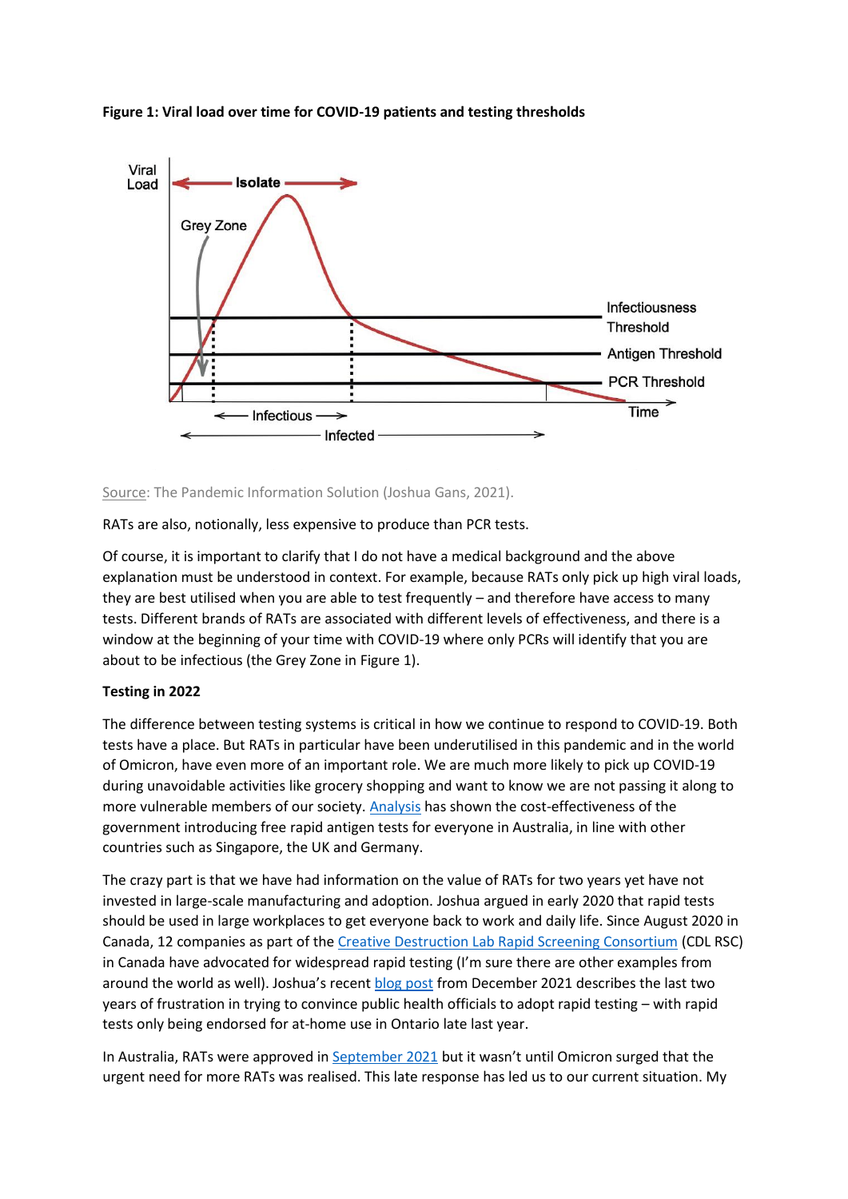**Figure 1: Viral load over time for COVID-19 patients and testing thresholds**

Source: The Pandemic Information Solution (Joshua Gans, 2021).

RATs are also, notionally, less expensive to produce than PCR tests.

Of course, it is important to clarify that I do not have a medical background and the above explanation must be understood in context. For example, because RATs only pick up high viral loads, they are best utilised when you are able to test frequently – and therefore have access to many tests. Different brands of RATs are associated with different levels of effectiveness, and there is a window at the beginning of your time with COVID-19 where only PCRs will identify that you are about to be infectious (the Grey Zone in Figure 1).

**Testing in 2022**

The difference between testing systems is critical in how we continue to respond to COVID-19. Both tests have a place. But RATs in particular have been underutilised in this pandemic and in the world of Omicron, have even more of an important role. We are much more likely to pick up COVID-19 during unavoidable activities like grocery shopping and want to know we are not passing it along to more vulnerable members of our society. Analysis has shown the cost-effectiveness of the government introducing free rapid antigen tests for everyone in Australia, in line with other countries such as Singapore, the UK and Germany.

The crazy part is that we have had information on the value of RATs for two years yet have not invested in large-scale manufacturing and adoption. Joshua argued in early 2020 that rapid tests should be used in large workplaces to get everyone back to work and daily life. Since August 2020 in Canada, 12 companies as part of the Creative Destruction Lab Rapid Screening Consortium (CDL RSC) in Canada have advocated for widespread rapid testing (I'm sure there are other examples from around the world as well). Joshua's recent blog post from December 2021 describes the last two years of frustration in trying to convince public health officials to adopt rapid testing – with rapid tests only being endorsed for at-home use in Ontario late last year.

In Australia, RATs were approved in September 2021 but it wasn't until Omicron surged that the urgent need for more RATs was realised. This late response has led us to our current situation. My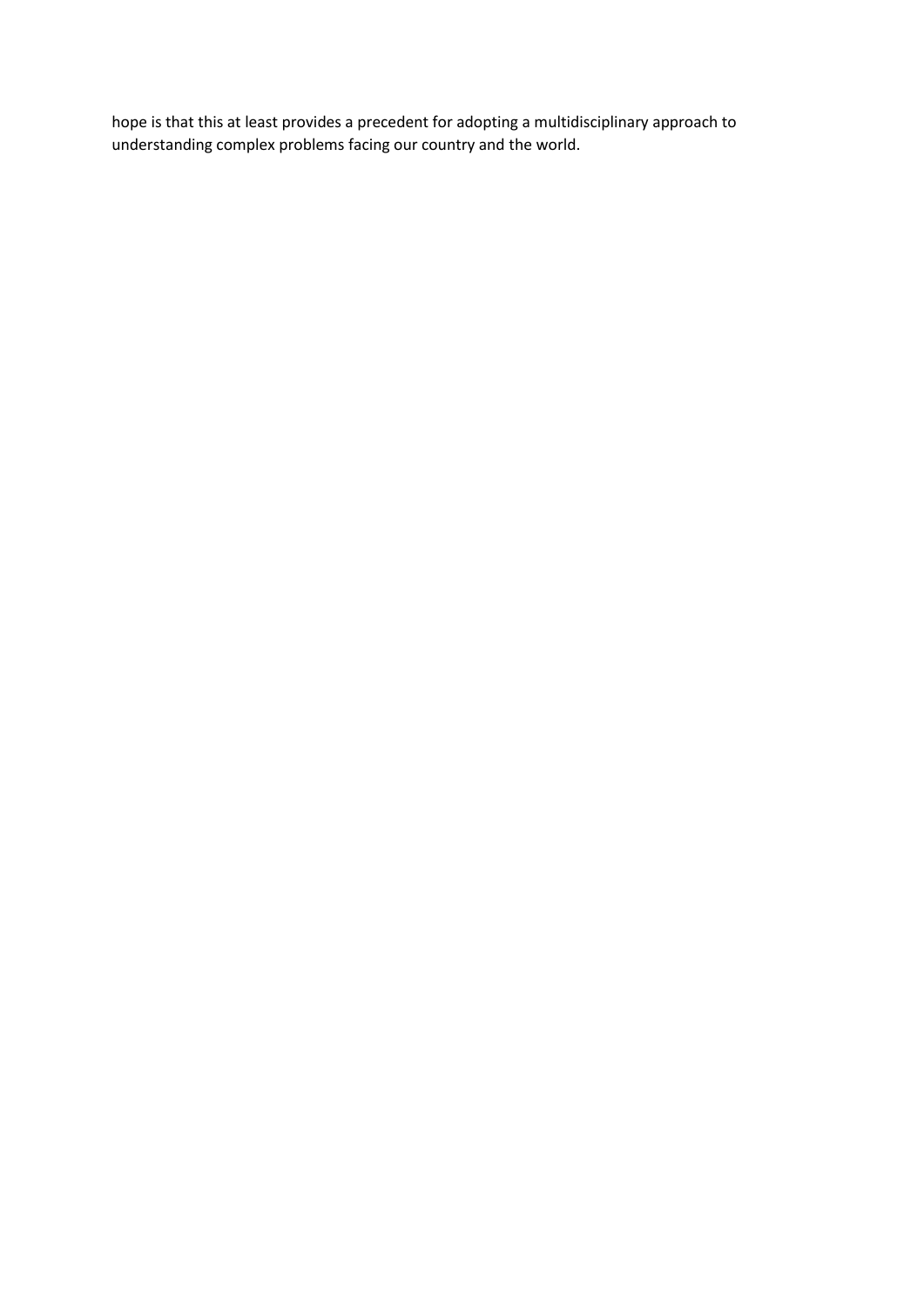hope is that this at least provides a precedent for adopting a multidisciplinary approach to understanding complex problems facing our country and the world.